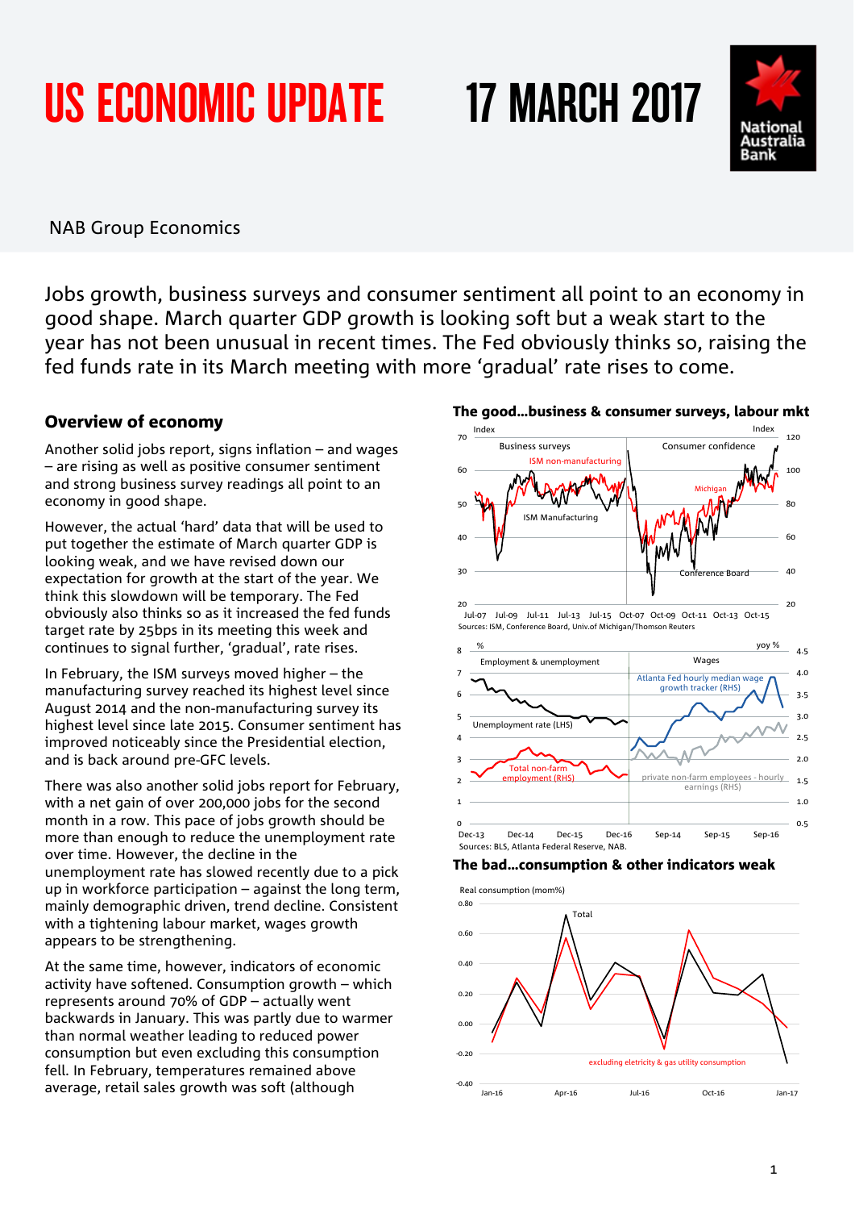# US ECONOMIC UPDATE 17 MARCH 2017

NAB Group Economics

Jobs growth, business surveys and consumer sentiment all point to an economy in good shape. March quarter GDP growth is looking soft but a weak start to the year has not been unusual in recent times. The Fed obviously thinks so, raising the fed funds rate in its March meeting with more 'gradual' rate rises to come.

## Overview of economy

Another solid jobs report, signs inflation – and wages – are rising as well as positive consumer sentiment and strong business survey readings all point to an economy in good shape.

However, the actual 'hard' data that will be used to put together the estimate of March quarter GDP is looking weak, and we have revised down our expectation for growth at the start of the year. We think this slowdown will be temporary. The Fed obviously also thinks so as it increased the fed funds target rate by 25bps in its meeting this week and continues to signal further, 'gradual', rate rises.

In February, the ISM surveys moved higher – the manufacturing survey reached its highest level since August 2014 and the non-manufacturing survey its highest level since late 2015. Consumer sentiment has improved noticeably since the Presidential election, and is back around pre-GFC levels.

There was also another solid jobs report for February, with a net gain of over 200,000 jobs for the second month in a row. This pace of jobs growth should be more than enough to reduce the unemployment rate over time. However, the decline in the unemployment rate has slowed recently due to a pick up in workforce participation – against the long term, mainly demographic driven, trend decline. Consistent with a tightening labour market, wages growth appears to be strengthening.

At the same time, however, indicators of economic activity have softened. Consumption growth – which represents around 70% of GDP – actually went backwards in January. This was partly due to warmer than normal weather leading to reduced power consumption but even excluding this consumption fell. In February, temperatures remained above average, retail sales growth was soft (although

**The good...business & consumer surveys, labour mkt**

Sources: ISM, Conference Board, Univ.of Michigan/Thomson Reuters

Sources: BLS, Atlanta Federal Reserve, NAB.

**The bad...consumption & other indicators weak**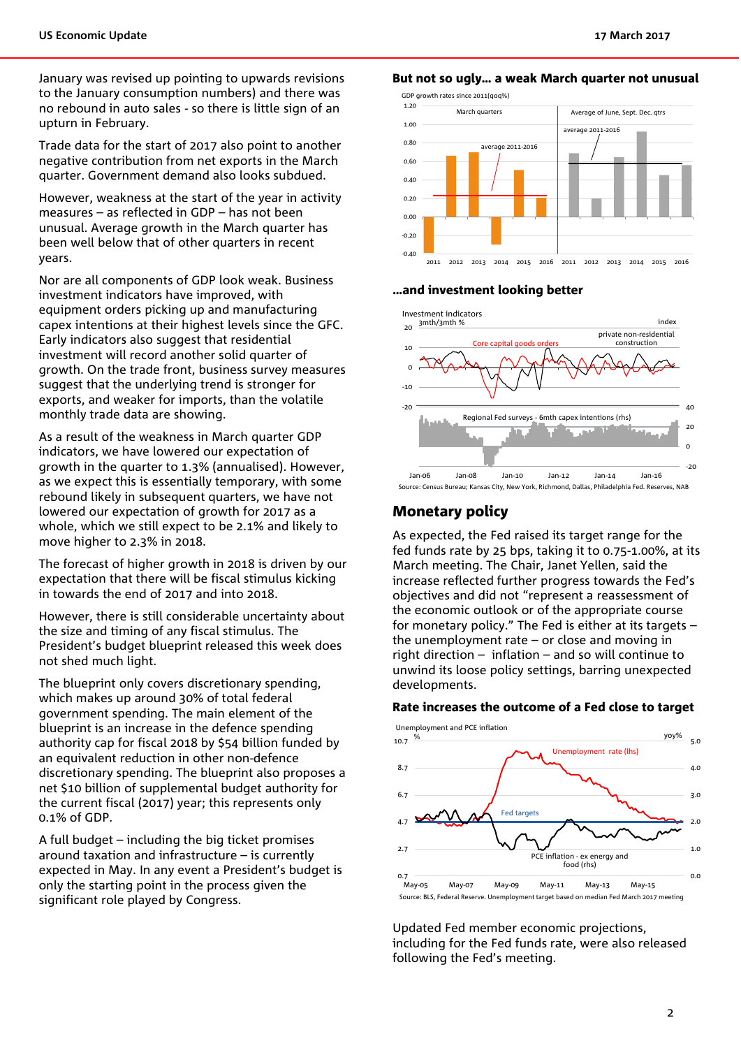January was revised up pointing to upwards revisions to the January consumption numbers) and there was no rebound in auto sales - so there is little sign of an upturn in February.

Trade data for the start of 2017 also point to another negative contribution from net exports in the March quarter. Government demand also looks subdued.

However, weakness at the start of the year in activity measures – as reflected in GDP – has not been unusual. Average growth in the March quarter has been well below that of other quarters in recent years.

Nor are all components of GDP look weak. Business investment indicators have improved, with equipment orders picking up and manufacturing capex intentions at their highest levels since the GFC. Early indicators also suggest that residential investment will record another solid quarter of growth. On the trade front, business survey measures suggest that the underlying trend is stronger for exports, and weaker for imports, than the volatile monthly trade data are showing.

As a result of the weakness in March quarter GDP indicators, we have lowered our expectation of growth in the quarter to 1.3% (annualised). However, as we expect this is essentially temporary, with some rebound likely in subsequent quarters, we have not lowered our expectation of growth for 2017 as a whole, which we still expect to be 2.1% and likely to move higher to 2.3% in 2018.

The forecast of higher growth in 2018 is driven by our expectation that there will be fiscal stimulus kicking in towards the end of 2017 and into 2018.

However, there is still considerable uncertainty about the size and timing of any fiscal stimulus. The President's budget blueprint released this week does not shed much light.

The blueprint only covers discretionary spending, which makes up around 30% of total federal government spending. The main element of the blueprint is an increase in the defence spending authority cap for fiscal 2018 by $54 billion funded by an equivalent reduction in other non-defence discretionary spending. The blueprint also proposes a net $10 billion of supplemental budget authority for the current fiscal (2017) year; this represents only 0.1% of GDP.

A full budget – including the big ticket promises around taxation and infrastructure – is currently expected in May. In any event a President's budget is only the starting point in the process given the significant role played by Congress.

**But not so ugly... a weak March quarter not unusual**

**...and investment looking better**

Source: Census Bureau; Kansas City, New York, Richmond, Dallas, Philadelphia Fed. Reserves, NAB

## Monetary policy

As expected, the Fed raised its target range for the fed funds rate by 25 bps, taking it to 0.75-1.00%, at its March meeting. The Chair, Janet Yellen, said the increase reflected further progress towards the Fed's objectives and did not "represent a reassessment of the economic outlook or of the appropriate course for monetary policy." The Fed is either at its targets – the unemployment rate – or close and moving in right direction – inflation – and so will continue to unwind its loose policy settings, barring unexpected developments.

**Rate increases the outcome of a Fed close to target**

Source: BLS, Federal Reserve. Unemployment target based on median Fed March 2017 meeting

Updated Fed member economic projections, including for the Fed funds rate, were also released following the Fed's meeting.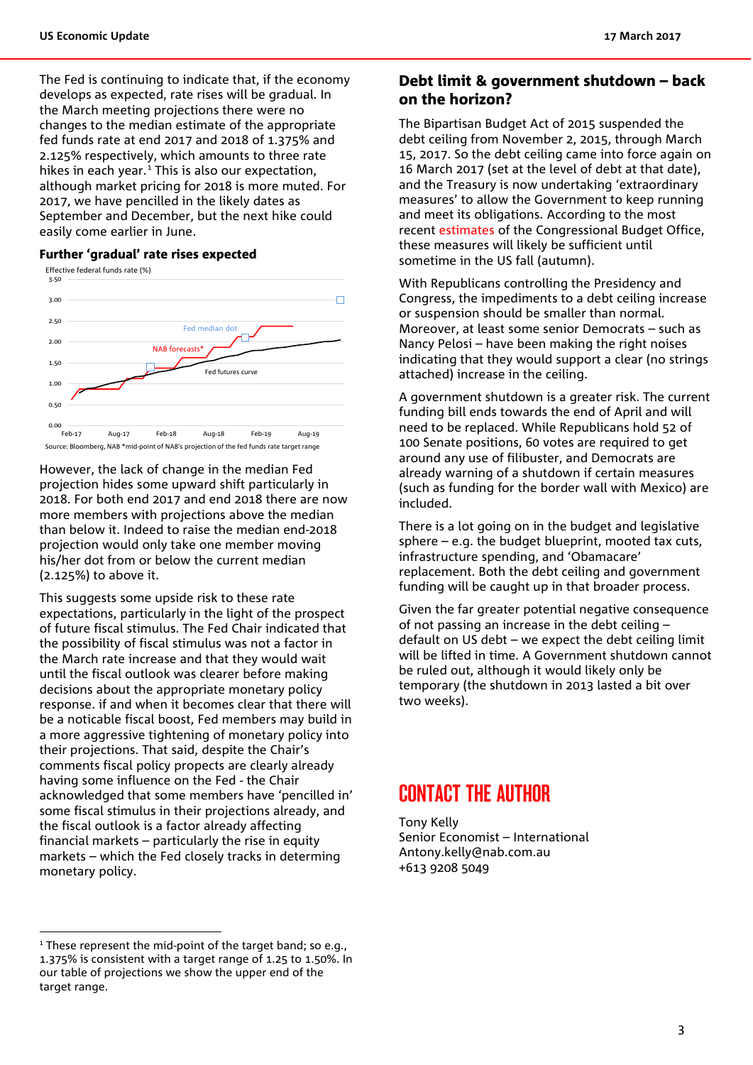The Fed is continuing to indicate that, if the economy develops as expected, rate rises will be gradual. In the March meeting projections there were no changes to the median estimate of the appropriate fed funds rate at end 2017 and 2018 of 1.375% and 2.125% respectively, which amounts to three rate hikes in each year.[1] This is also our expectation, although market pricing for 2018 is more muted. For 2017, we have pencilled in the likely dates as September and December, but the next hike could easily come earlier in June.

**Further 'gradual' rate rises expected**

Effective federal funds rate (%)

Source: Bloomberg, NAB *mid-point of NAB's projection of the fed funds rate target range

However, the lack of change in the median Fed projection hides some upward shift particularly in 2018. For both end 2017 and end 2018 there are now more members with projections above the median than below it. Indeed to raise the median end-2018 projection would only take one member moving his/her dot from or below the current median (2.125%) to above it.

This suggests some upside risk to these rate expectations, particularly in the light of the prospect of future fiscal stimulus. The Fed Chair indicated that the possibility of fiscal stimulus was not a factor in the March rate increase and that they would wait until the fiscal outlook was clearer before making decisions about the appropriate monetary policy response. if and when it becomes clear that there will be a noticable fiscal boost, Fed members may build in a more aggressive tightening of monetary policy into their projections. That said, despite the Chair's comments fiscal policy propects are clearly already having some influence on the Fed - the Chair acknowledged that some members have 'pencilled in' some fiscal stimulus in their projections already, and the fiscal outlook is a factor already affecting financial markets – particularly the rise in equity markets – which the Fed closely tracks in determing monetary policy.

[1] These represent the mid-point of the target band; so e.g., 1.375% is consistent with a target range of 1.25 to 1.50%. In our table of projections we show the upper end of the target range.

## Debt limit & government shutdown – back on the horizon?

The Bipartisan Budget Act of 2015 suspended the debt ceiling from November 2, 2015, through March 15, 2017. So the debt ceiling came into force again on 16 March 2017 (set at the level of debt at that date), and the Treasury is now undertaking 'extraordinary measures' to allow the Government to keep running and meet its obligations. According to the most recent estimates of the Congressional Budget Office, these measures will likely be sufficient until sometime in the US fall (autumn).

With Republicans controlling the Presidency and Congress, the impediments to a debt ceiling increase or suspension should be smaller than normal. Moreover, at least some senior Democrats – such as Nancy Pelosi – have been making the right noises indicating that they would support a clear (no strings attached) increase in the ceiling.

A government shutdown is a greater risk. The current funding bill ends towards the end of April and will need to be replaced. While Republicans hold 52 of 100 Senate positions, 60 votes are required to get around any use of filibuster, and Democrats are already warning of a shutdown if certain measures (such as funding for the border wall with Mexico) are included.

There is a lot going on in the budget and legislative sphere – e.g. the budget blueprint, mooted tax cuts, infrastructure spending, and 'Obamacare' replacement. Both the debt ceiling and government funding will be caught up in that broader process.

Given the far greater potential negative consequence of not passing an increase in the debt ceiling – default on US debt – we expect the debt ceiling limit will be lifted in time. A Government shutdown cannot be ruled out, although it would likely only be temporary (the shutdown in 2013 lasted a bit over two weeks).

## CONTACT THE AUTHOR

Tony Kelly
Senior Economist – International
Antony.kelly@nab.com.au
+613 9208 5049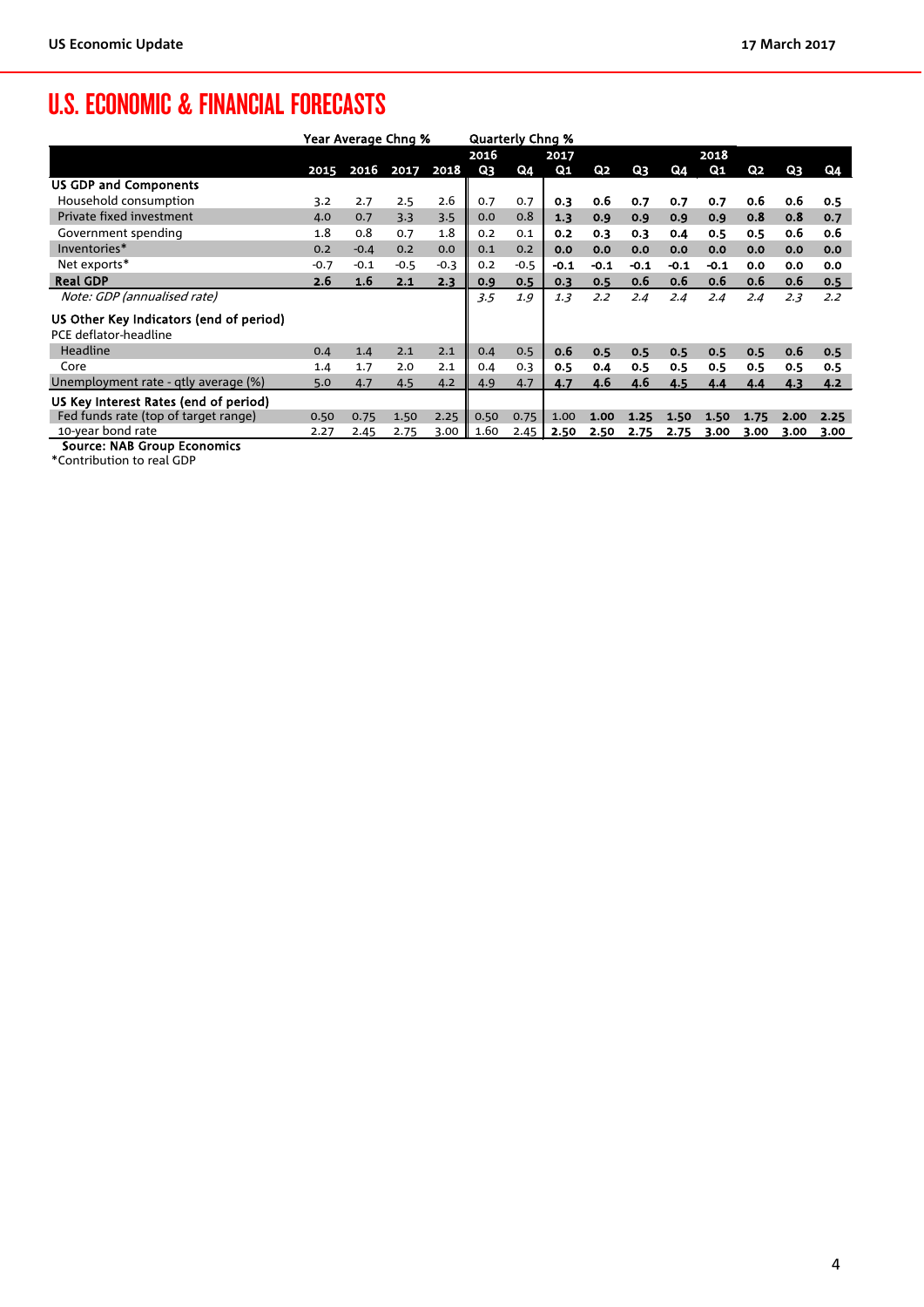# U.S. ECONOMIC & FINANCIAL FORECASTS

| | Year Average Chng % | | | | Quarterly Chng % | | | | | | | | | |
|---|---|---|---|---|---|---|---|---|---|---|---|---|---|---|
| | | | | | 2016 | | 2017 | | | | 2018 | | | |
| | 2015 | 2016 | 2017 | 2018 | Q3 | Q4 | Q1 | Q2 | Q3 | Q4 | Q1 | Q2 | Q3 | Q4 |
| **US GDP and Components** | | | | | | | | | | | | | | |
| Household consumption | 3.2 | 2.7 | 2.5 | 2.6 | 0.7 | 0.7 | 0.3 | 0.6 | 0.7 | 0.7 | 0.7 | 0.6 | 0.6 | 0.5 |
| Private fixed investment | 4.0 | 0.7 | 3.3 | 3.5 | 0.0 | 0.8 | 1.3 | 0.9 | 0.9 | 0.9 | 0.9 | 0.8 | 0.8 | 0.7 |
| Government spending | 1.8 | 0.8 | 0.7 | 1.8 | 0.2 | 0.1 | 0.2 | 0.3 | 0.3 | 0.4 | 0.5 | 0.5 | 0.6 | 0.6 |
| Inventories* | 0.2 | -0.4 | 0.2 | 0.0 | 0.1 | 0.2 | 0.0 | 0.0 | 0.0 | 0.0 | 0.0 | 0.0 | 0.0 | 0.0 |
| Net exports* | -0.7 | -0.1 | -0.5 | -0.3 | 0.2 | -0.5 | -0.1 | -0.1 | -0.1 | -0.1 | -0.1 | 0.0 | 0.0 | 0.0 |
| **Real GDP** | **2.6** | **1.6** | **2.1** | **2.3** | **0.9** | **0.5** | **0.3** | **0.5** | **0.6** | **0.6** | **0.6** | **0.6** | **0.6** | **0.5** |
| *Note: GDP (annualised rate)* | | | | | *3.5* | *1.9* | *1.3* | *2.2* | *2.4* | *2.4* | *2.4* | *2.4* | *2.3* | *2.2* |
| **US Other Key Indicators (end of period)** | | | | | | | | | | | | | | |
| PCE deflator-headline | | | | | | | | | | | | | | |
| Headline | 0.4 | 1.4 | 2.1 | 2.1 | 0.4 | 0.5 | 0.6 | 0.5 | 0.5 | 0.5 | 0.5 | 0.5 | 0.6 | 0.5 |
| Core | 1.4 | 1.7 | 2.0 | 2.1 | 0.4 | 0.3 | 0.5 | 0.4 | 0.5 | 0.5 | 0.5 | 0.5 | 0.5 | 0.5 |
| Unemployment rate - qtly average (%) | 5.0 | 4.7 | 4.5 | 4.2 | 4.9 | 4.7 | 4.7 | 4.6 | 4.6 | 4.5 | 4.4 | 4.4 | 4.3 | 4.2 |
| **US Key Interest Rates (end of period)** | | | | | | | | | | | | | | |
| Fed funds rate (top of target range) | 0.50 | 0.75 | 1.50 | 2.25 | 0.50 | 0.75 | 1.00 | 1.00 | 1.25 | 1.50 | 1.50 | 1.75 | 2.00 | 2.25 |
| 10-year bond rate | 2.27 | 2.45 | 2.75 | 3.00 | 1.60 | 2.45 | 2.50 | 2.50 | 2.75 | 2.75 | 3.00 | 3.00 | 3.00 | 3.00 |

**Source: NAB Group Economics**

*Contribution to real GDP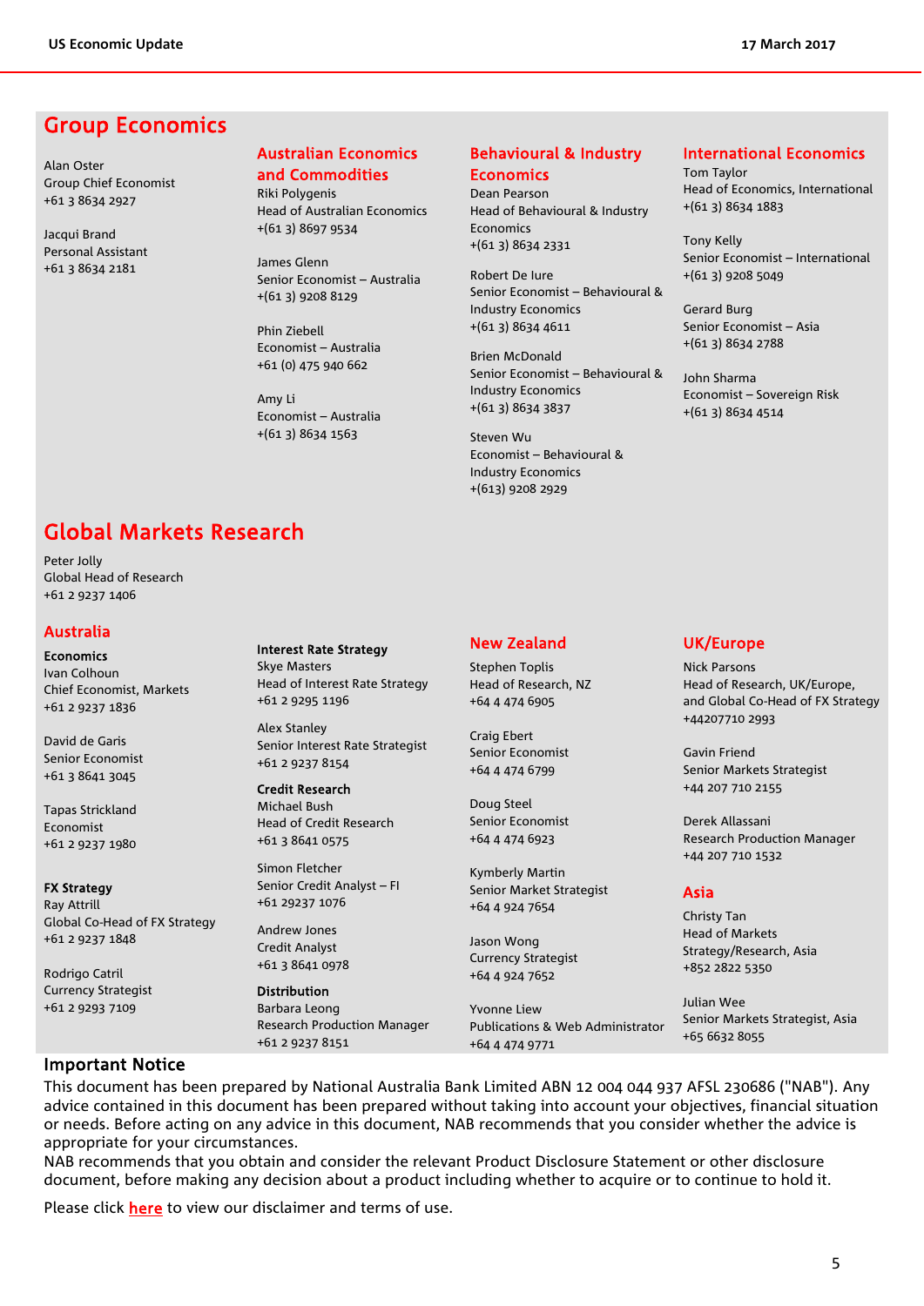# Group Economics

Alan Oster
Group Chief Economist
+61 3 8634 2927

Jacqui Brand
Personal Assistant
+61 3 8634 2181

## Australian Economics and Commodities

Riki Polygenis
Head of Australian Economics
+(61 3) 8697 9534

James Glenn
Senior Economist – Australia
+(61 3) 9208 8129

Phin Ziebell
Economist – Australia
+61 (0) 475 940 662

Amy Li
Economist – Australia
+(61 3) 8634 1563

## Behavioural & Industry Economics

Dean Pearson
Head of Behavioural & Industry Economics
+(61 3) 8634 2331

Robert De Iure
Senior Economist – Behavioural & Industry Economics
+(61 3) 8634 4611

Brien McDonald
Senior Economist – Behavioural & Industry Economics
+(61 3) 8634 3837

Steven Wu
Economist – Behavioural & Industry Economics
+(613) 9208 2929

## International Economics

Tom Taylor
Head of Economics, International
+(61 3) 8634 1883

Tony Kelly
Senior Economist – International
+(61 3) 9208 5049

Gerard Burg
Senior Economist – Asia
+(61 3) 8634 2788

John Sharma
Economist – Sovereign Risk
+(61 3) 8634 4514

# Global Markets Research

Peter Jolly
Global Head of Research
+61 2 9237 1406

## Australia

**Economics**

Ivan Colhoun
Chief Economist, Markets
+61 2 9237 1836

David de Garis
Senior Economist
+61 3 8641 3045

Tapas Strickland
Economist
+61 2 9237 1980

**FX Strategy**

Ray Attrill
Global Co-Head of FX Strategy
+61 2 9237 1848

Rodrigo Catril
Currency Strategist
+61 2 9293 7109

**Interest Rate Strategy**

Skye Masters
Head of Interest Rate Strategy
+61 2 9295 1196

Alex Stanley
Senior Interest Rate Strategist
+61 2 9237 8154

**Credit Research**

Michael Bush
Head of Credit Research
+61 3 8641 0575

Simon Fletcher
Senior Credit Analyst – FI
+61 29237 1076

Andrew Jones
Credit Analyst
+61 3 8641 0978

**Distribution**

Barbara Leong
Research Production Manager
+61 2 9237 8151

## New Zealand

Stephen Toplis
Head of Research, NZ
+64 4 474 6905

Craig Ebert
Senior Economist
+64 4 474 6799

Doug Steel
Senior Economist
+64 4 474 6923

Kymberly Martin
Senior Market Strategist
+64 4 924 7654

Jason Wong
Currency Strategist
+64 4 924 7652

Yvonne Liew
Publications & Web Administrator
+64 4 474 9771

## UK/Europe

Nick Parsons
Head of Research, UK/Europe, and Global Co-Head of FX Strategy
+44207710 2993

Gavin Friend
Senior Markets Strategist
+44 207 710 2155

Derek Allassani
Research Production Manager
+44 207 710 1532

## Asia

Christy Tan
Head of Markets Strategy/Research, Asia
+852 2822 5350

Julian Wee
Senior Markets Strategist, Asia
+65 6632 8055

## Important Notice

This document has been prepared by National Australia Bank Limited ABN 12 004 044 937 AFSL 230686 ("NAB"). Any advice contained in this document has been prepared without taking into account your objectives, financial situation or needs. Before acting on any advice in this document, NAB recommends that you consider whether the advice is appropriate for your circumstances.
NAB recommends that you obtain and consider the relevant Product Disclosure Statement or other disclosure document, before making any decision about a product including whether to acquire or to continue to hold it.

Please click here to view our disclaimer and terms of use.